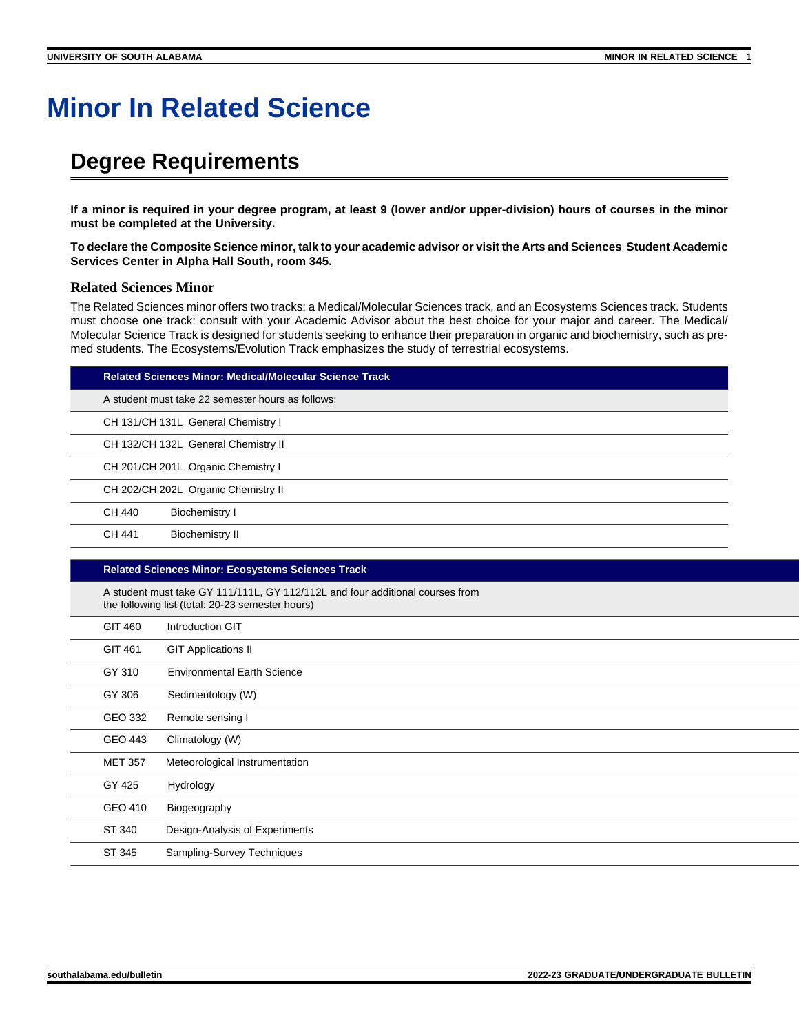# Minor In Related Science

## Degree Requirements

**If a minor is required in your degree program, at least 9 (lower and/or upper-division) hours of courses in the minor must be completed at the University.**

**To declare the Composite Science minor, talk to your academic advisor or visit the Arts and Sciences Student Academic Services Center in Alpha Hall South, room 345.**

### Related Sciences Minor

The Related Sciences minor offers two tracks: a Medical/Molecular Sciences track, and an Ecosystems Sciences track. Students must choose one track: consult with your Academic Advisor about the best choice for your major and career. The Medical/Molecular Science Track is designed for students seeking to enhance their preparation in organic and biochemistry, such as pre-med students. The Ecosystems/Evolution Track emphasizes the study of terrestrial ecosystems.

| Related Sciences Minor: Medical/Molecular Science Track | |
|---|---|
| A student must take 22 semester hours as follows: | |
| CH 131/CH 131L | General Chemistry I |
| CH 132/CH 132L | General Chemistry II |
| CH 201/CH 201L | Organic Chemistry I |
| CH 202/CH 202L | Organic Chemistry II |
| CH 440 | Biochemistry I |
| CH 441 | Biochemistry II |

| Related Sciences Minor: Ecosystems Sciences Track | |
|---|---|
| A student must take GY 111/111L, GY 112/112L and four additional courses from the following list (total: 20-23 semester hours) | |
| GIT 460 | Introduction GIT |
| GIT 461 | GIT Applications II |
| GY 310 | Environmental Earth Science |
| GY 306 | Sedimentology (W) |
| GEO 332 | Remote sensing I |
| GEO 443 | Climatology (W) |
| MET 357 | Meteorological Instrumentation |
| GY 425 | Hydrology |
| GEO 410 | Biogeography |
| ST 340 | Design-Analysis of Experiments |
| ST 345 | Sampling-Survey Techniques |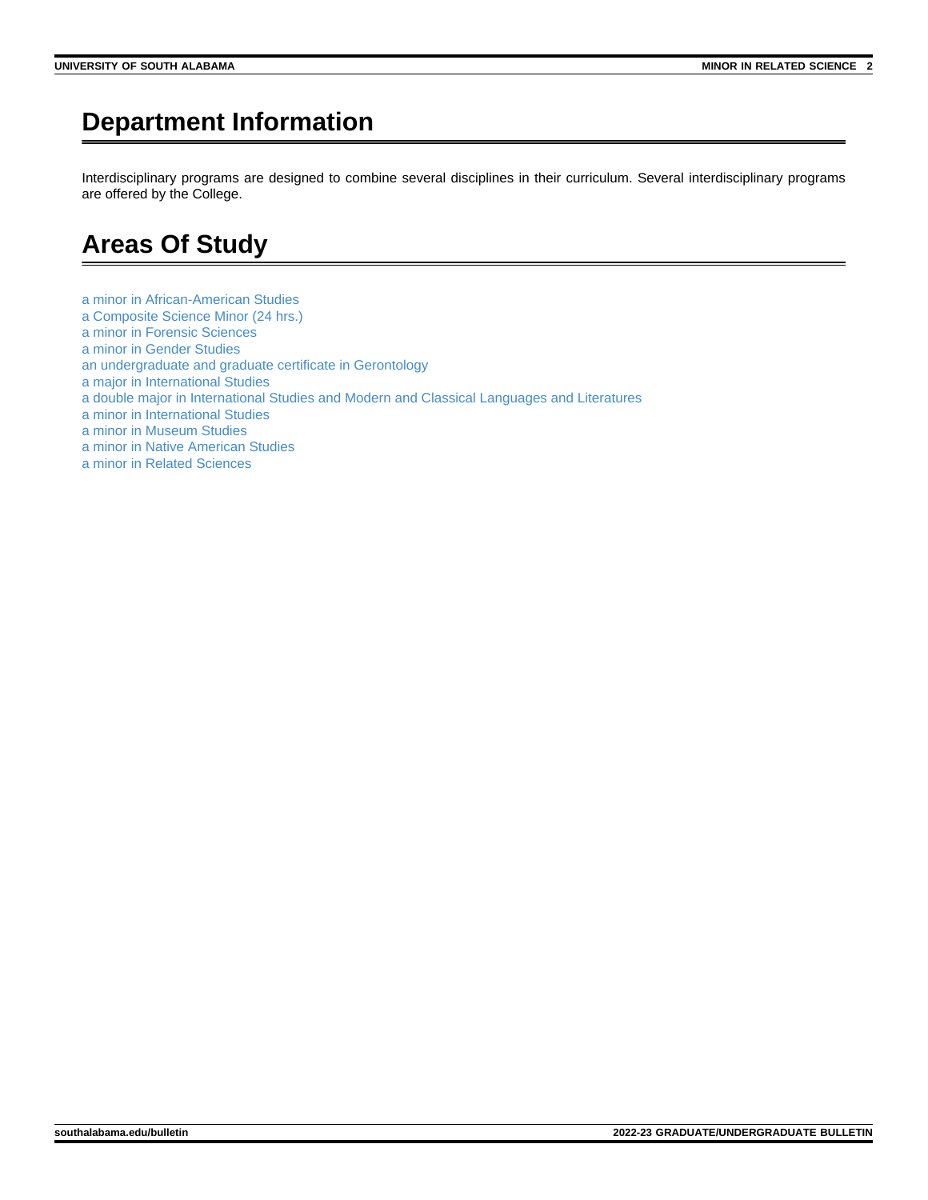# Department Information

Interdisciplinary programs are designed to combine several disciplines in their curriculum. Several interdisciplinary programs are offered by the College.

# Areas Of Study

a minor in African-American Studies
a Composite Science Minor (24 hrs.)
a minor in Forensic Sciences
a minor in Gender Studies
an undergraduate and graduate certificate in Gerontology
a major in International Studies
a double major in International Studies and Modern and Classical Languages and Literatures
a minor in International Studies
a minor in Museum Studies
a minor in Native American Studies
a minor in Related Sciences